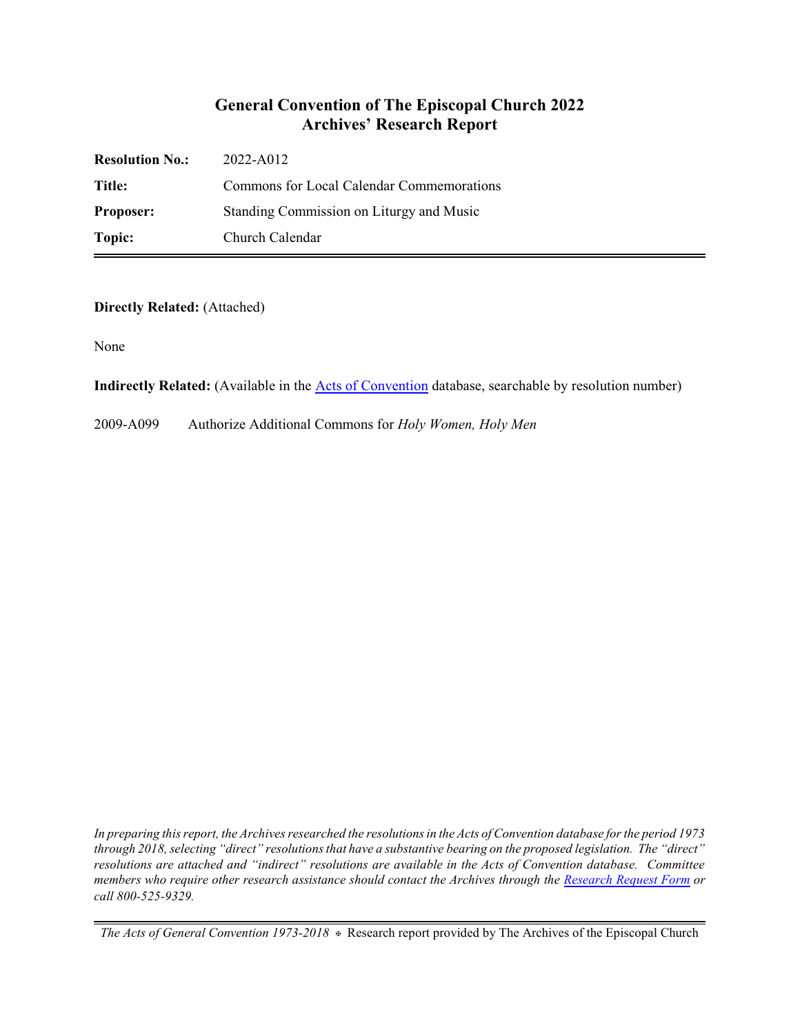# General Convention of The Episcopal Church 2022
## Archives' Research Report

| | |
|---|---|
| **Resolution No.:** | 2022-A012 |
| **Title:** | Commons for Local Calendar Commemorations |
| **Proposer:** | Standing Commission on Liturgy and Music |
| **Topic:** | Church Calendar |

**Directly Related:** (Attached)

None

**Indirectly Related:** (Available in the Acts of Convention database, searchable by resolution number)

2009-A099 Authorize Additional Commons for *Holy Women, Holy Men*

*In preparing this report, the Archives researched the resolutions in the Acts of Convention database for the period 1973 through 2018, selecting "direct" resolutions that have a substantive bearing on the proposed legislation. The "direct" resolutions are attached and "indirect" resolutions are available in the Acts of Convention database. Committee members who require other research assistance should contact the Archives through the Research Request Form or call 800-525-9329.*

*The Acts of General Convention 1973-2018* ⊕ Research report provided by The Archives of the Episcopal Church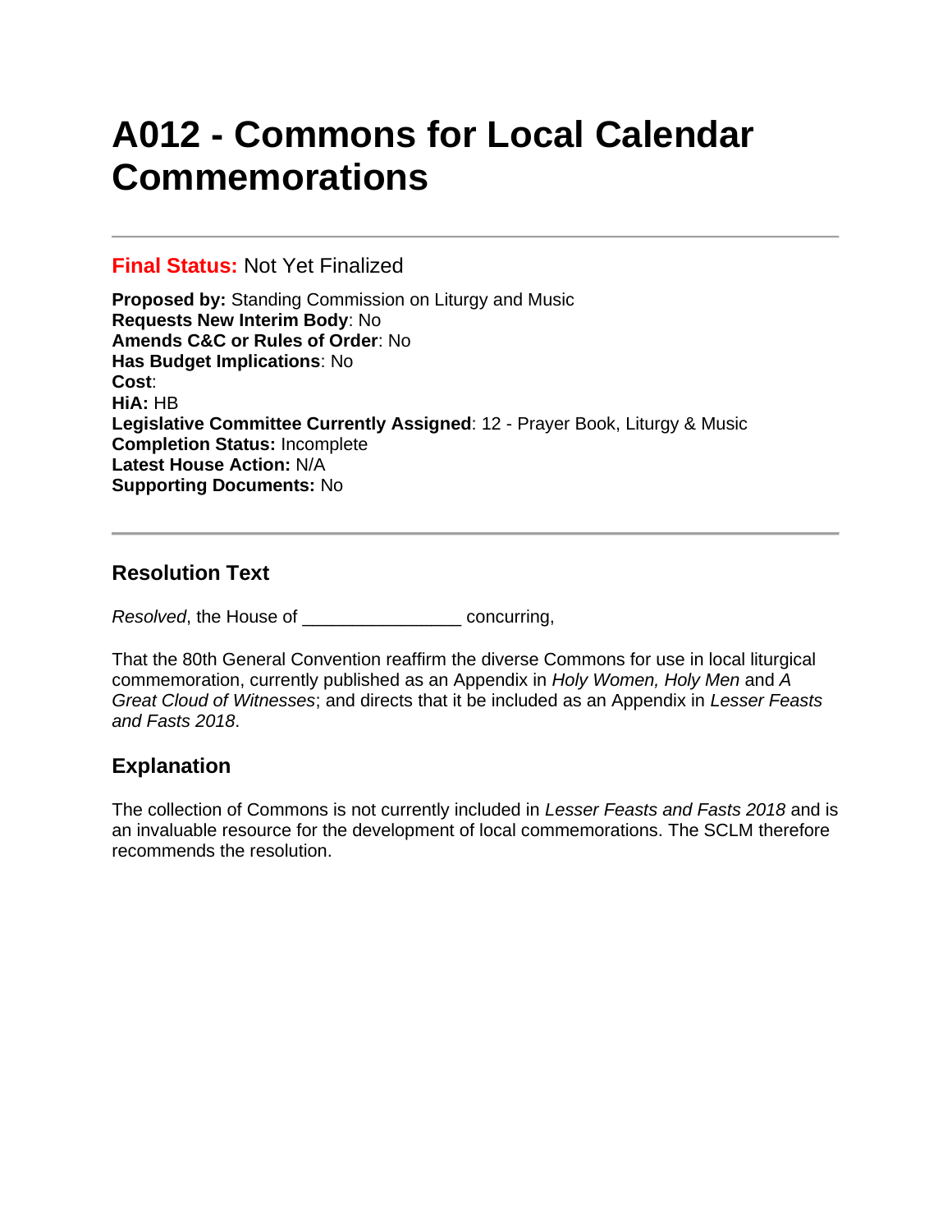# A012 - Commons for Local Calendar Commemorations

---

**Final Status:** Not Yet Finalized

**Proposed by:** Standing Commission on Liturgy and Music
**Requests New Interim Body**: No
**Amends C&C or Rules of Order**: No
**Has Budget Implications**: No
**Cost**:
**HiA:** HB
**Legislative Committee Currently Assigned**: 12 - Prayer Book, Liturgy & Music
**Completion Status:** Incomplete
**Latest House Action:** N/A
**Supporting Documents:** No

---

### Resolution Text

*Resolved*, the House of _______________ concurring,

That the 80th General Convention reaffirm the diverse Commons for use in local liturgical commemoration, currently published as an Appendix in *Holy Women, Holy Men* and *A Great Cloud of Witnesses*; and directs that it be included as an Appendix in *Lesser Feasts and Fasts 2018*.

### Explanation

The collection of Commons is not currently included in *Lesser Feasts and Fasts 2018* and is an invaluable resource for the development of local commemorations. The SCLM therefore recommends the resolution.